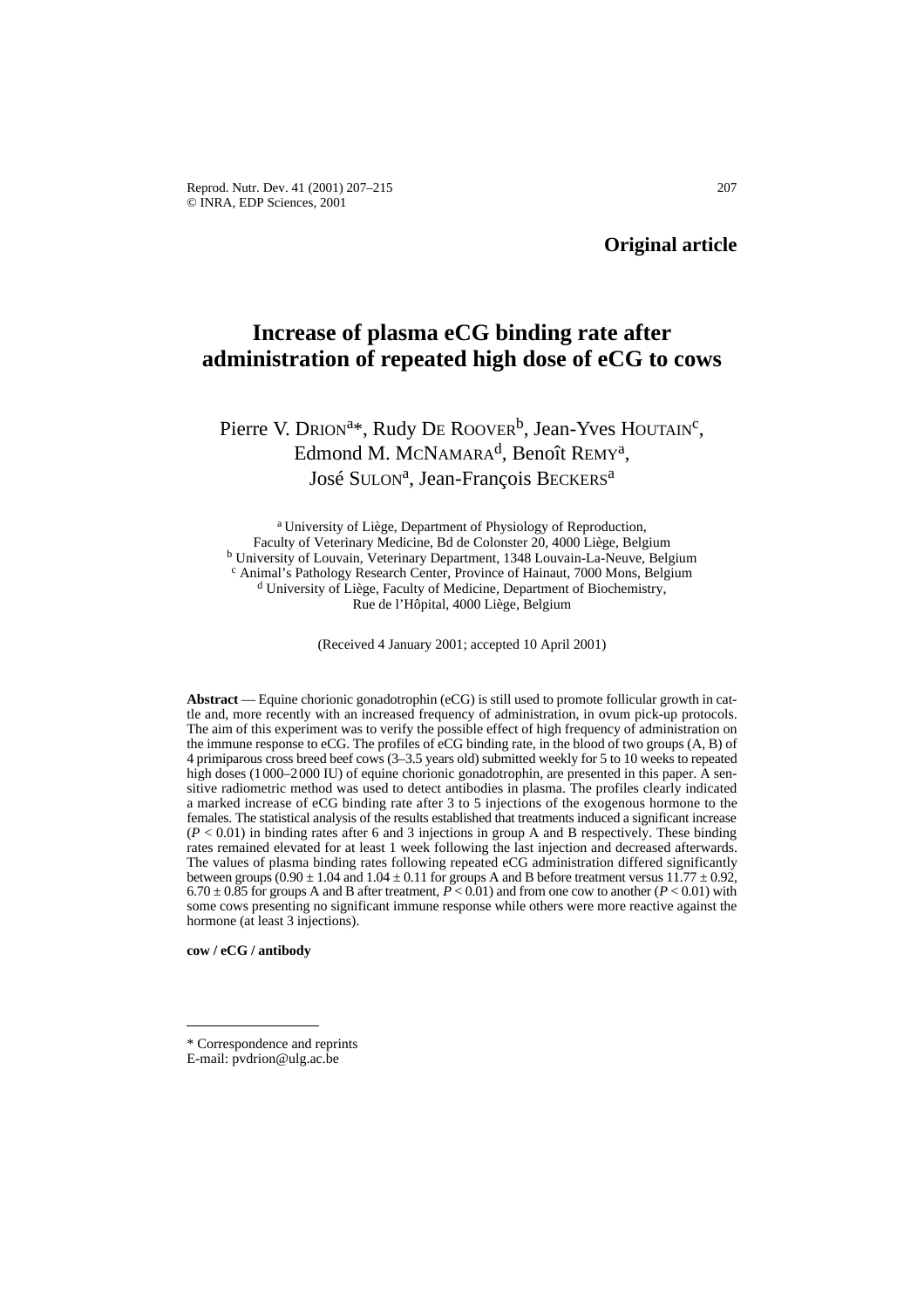**Original article**

# Increase of plasma eCG binding rate after administration of repeated high dose of eCG to cows

Pierre V. Drion[a]*, Rudy De Roover[b], Jean-Yves Houtain[c], Edmond M. McNamara[d], Benoît Remy[a], José Sulon[a], Jean-François Beckers[a]

[a] University of Liège, Department of Physiology of Reproduction, Faculty of Veterinary Medicine, Bd de Colonster 20, 4000 Liège, Belgium
[b] University of Louvain, Veterinary Department, 1348 Louvain-La-Neuve, Belgium
[c] Animal's Pathology Research Center, Province of Hainaut, 7000 Mons, Belgium
[d] University of Liège, Faculty of Medicine, Department of Biochemistry, Rue de l'Hôpital, 4000 Liège, Belgium

(Received 4 January 2001; accepted 10 April 2001)

**Abstract** — Equine chorionic gonadotrophin (eCG) is still used to promote follicular growth in cattle and, more recently with an increased frequency of administration, in ovum pick-up protocols. The aim of this experiment was to verify the possible effect of high frequency of administration on the immune response to eCG. The profiles of eCG binding rate, in the blood of two groups (A, B) of 4 primiparous cross breed beef cows (3–3.5 years old) submitted weekly for 5 to 10 weeks to repeated high doses (1000–2000 IU) of equine chorionic gonadotrophin, are presented in this paper. A sensitive radiometric method was used to detect antibodies in plasma. The profiles clearly indicated a marked increase of eCG binding rate after 3 to 5 injections of the exogenous hormone to the females. The statistical analysis of the results established that treatments induced a significant increase ($P < 0.01$) in binding rates after 6 and 3 injections in group A and B respectively. These binding rates remained elevated for at least 1 week following the last injection and decreased afterwards. The values of plasma binding rates following repeated eCG administration differed significantly between groups ($0.90 \pm 1.04$ and $1.04 \pm 0.11$ for groups A and B before treatment versus $11.77 \pm 0.92$, $6.70 \pm 0.85$ for groups A and B after treatment, $P < 0.01$) and from one cow to another ($P < 0.01$) with some cows presenting no significant immune response while others were more reactive against the hormone (at least 3 injections).

**cow / eCG / antibody**

---

* Correspondence and reprints
E-mail: pvdrion@ulg.ac.be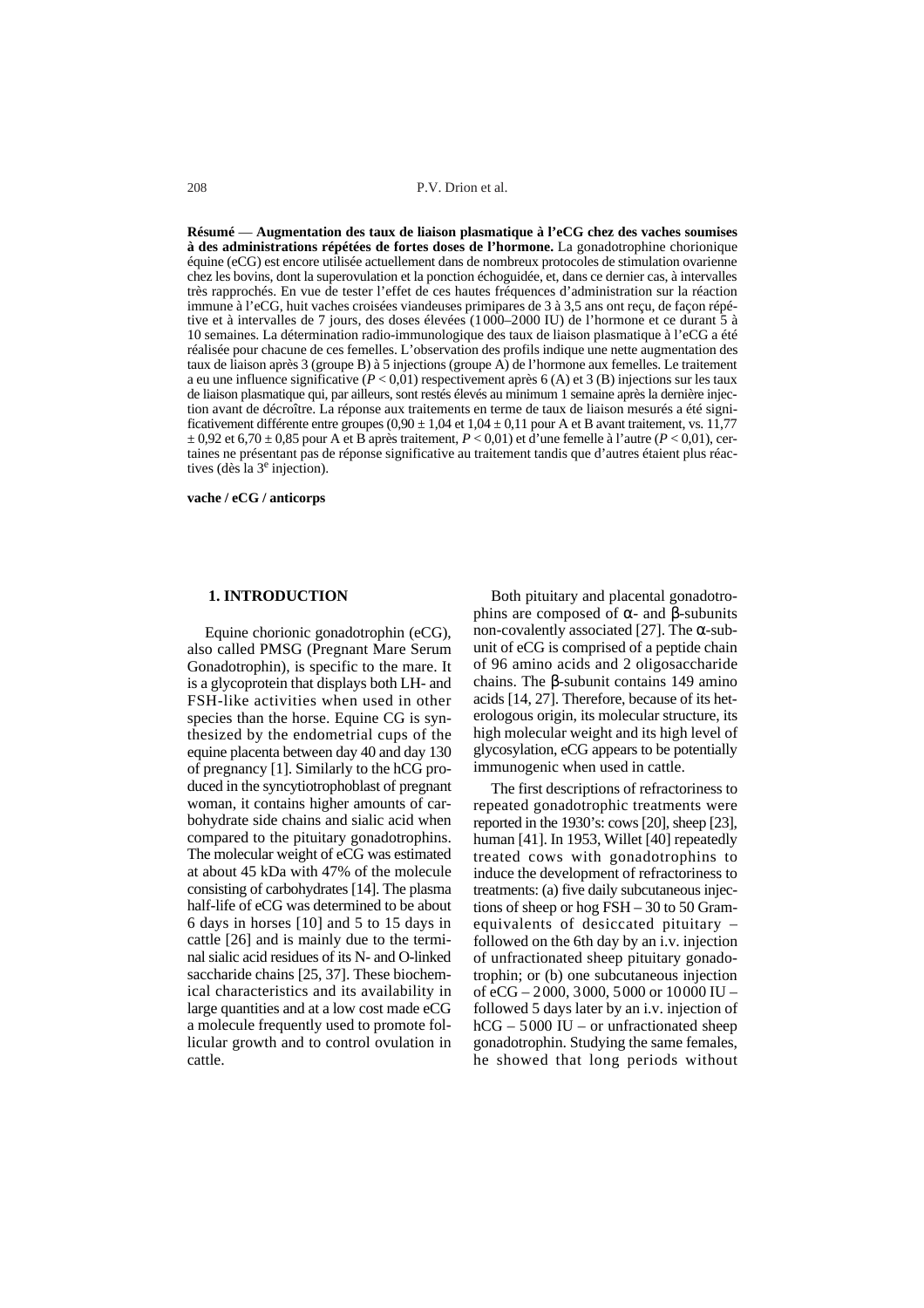**Résumé** — **Augmentation des taux de liaison plasmatique à l'eCG chez des vaches soumises à des administrations répétées de fortes doses de l'hormone.** La gonadotrophine chorionique équine (eCG) est encore utilisée actuellement dans de nombreux protocoles de stimulation ovarienne chez les bovins, dont la superovulation et la ponction échoguidée, et, dans ce dernier cas, à intervalles très rapprochés. En vue de tester l'effet de ces hautes fréquences d'administration sur la réaction immune à l'eCG, huit vaches croisées viandeuses primipares de 3 à 3,5 ans ont reçu, de façon répétive et à intervalles de 7 jours, des doses élevées (1000–2000 IU) de l'hormone et ce durant 5 à 10 semaines. La détermination radio-immunologique des taux de liaison plasmatique à l'eCG a été réalisée pour chacune de ces femelles. L'observation des profils indique une nette augmentation des taux de liaison après 3 (groupe B) à 5 injections (groupe A) de l'hormone aux femelles. Le traitement a eu une influence significative ($P < 0{,}01$) respectivement après 6 (A) et 3 (B) injections sur les taux de liaison plasmatique qui, par ailleurs, sont restés élevés au minimum 1 semaine après la dernière injection avant de décroître. La réponse aux traitements en terme de taux de liaison mesurés a été significativement différente entre groupes ($0{,}90 \pm 1{,}04$ et $1{,}04 \pm 0{,}11$ pour A et B avant traitement, vs. $11{,}77 \pm 0{,}92$ et $6{,}70 \pm 0{,}85$ pour A et B après traitement, $P < 0{,}01$) et d'une femelle à l'autre ($P < 0{,}01$), certaines ne présentant pas de réponse significative au traitement tandis que d'autres étaient plus réactives (dès la 3$^{e}$ injection).

**vache / eCG / anticorps**

## 1. INTRODUCTION

Equine chorionic gonadotrophin (eCG), also called PMSG (Pregnant Mare Serum Gonadotrophin), is specific to the mare. It is a glycoprotein that displays both LH- and FSH-like activities when used in other species than the horse. Equine CG is synthesized by the endometrial cups of the equine placenta between day 40 and day 130 of pregnancy [1]. Similarly to the hCG produced in the syncytiotrophoblast of pregnant woman, it contains higher amounts of carbohydrate side chains and sialic acid when compared to the pituitary gonadotrophins. The molecular weight of eCG was estimated at about 45 kDa with 47% of the molecule consisting of carbohydrates [14]. The plasma half-life of eCG was determined to be about 6 days in horses [10] and 5 to 15 days in cattle [26] and is mainly due to the terminal sialic acid residues of its N- and O-linked saccharide chains [25, 37]. These biochemical characteristics and its availability in large quantities and at a low cost made eCG a molecule frequently used to promote follicular growth and to control ovulation in cattle.

Both pituitary and placental gonadotrophins are composed of α- and β-subunits non-covalently associated [27]. The α-subunit of eCG is comprised of a peptide chain of 96 amino acids and 2 oligosaccharide chains. The β-subunit contains 149 amino acids [14, 27]. Therefore, because of its heterologous origin, its molecular structure, its high molecular weight and its high level of glycosylation, eCG appears to be potentially immunogenic when used in cattle.

The first descriptions of refractoriness to repeated gonadotrophic treatments were reported in the 1930's: cows [20], sheep [23], human [41]. In 1953, Willet [40] repeatedly treated cows with gonadotrophins to induce the development of refractoriness to treatments: (a) five daily subcutaneous injections of sheep or hog FSH – 30 to 50 Gram-equivalents of desiccated pituitary – followed on the 6th day by an i.v. injection of unfractionated sheep pituitary gonadotrophin; or (b) one subcutaneous injection of eCG – 2000, 3000, 5000 or 10000 IU – followed 5 days later by an i.v. injection of hCG – 5000 IU – or unfractionated sheep gonadotrophin. Studying the same females, he showed that long periods without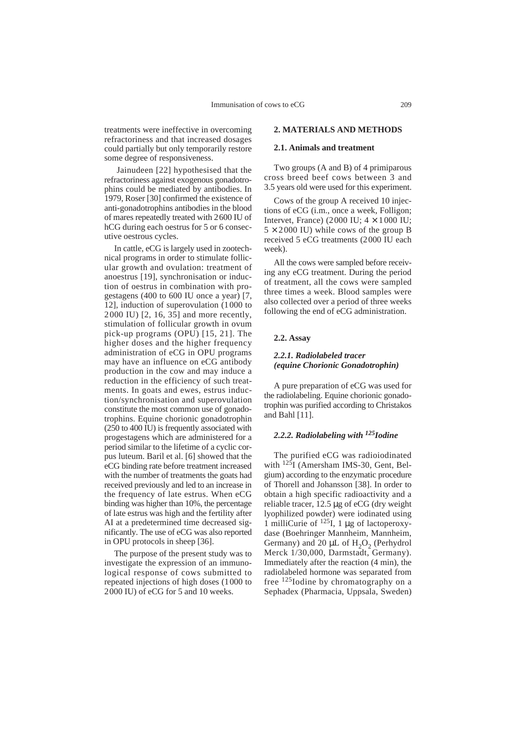treatments were ineffective in overcoming refractoriness and that increased dosages could partially but only temporarily restore some degree of responsiveness.

Jainudeen [22] hypothesised that the refractoriness against exogenous gonadotrophins could be mediated by antibodies. In 1979, Roser [30] confirmed the existence of anti-gonadotrophins antibodies in the blood of mares repeatedly treated with 2600 IU of hCG during each oestrus for 5 or 6 consecutive oestrous cycles.

In cattle, eCG is largely used in zootechnical programs in order to stimulate follicular growth and ovulation: treatment of anoestrus [19], synchronisation or induction of oestrus in combination with progestagens (400 to 600 IU once a year) [7, 12], induction of superovulation (1000 to 2000 IU) [2, 16, 35] and more recently, stimulation of follicular growth in ovum pick-up programs (OPU) [15, 21]. The higher doses and the higher frequency administration of eCG in OPU programs may have an influence on eCG antibody production in the cow and may induce a reduction in the efficiency of such treatments. In goats and ewes, estrus induction/synchronisation and superovulation constitute the most common use of gonadotrophins. Equine chorionic gonadotrophin (250 to 400 IU) is frequently associated with progestagens which are administered for a period similar to the lifetime of a cyclic corpus luteum. Baril et al. [6] showed that the eCG binding rate before treatment increased with the number of treatments the goats had received previously and led to an increase in the frequency of late estrus. When eCG binding was higher than 10%, the percentage of late estrus was high and the fertility after AI at a predetermined time decreased significantly. The use of eCG was also reported in OPU protocols in sheep [36].

The purpose of the present study was to investigate the expression of an immunological response of cows submitted to repeated injections of high doses (1000 to 2000 IU) of eCG for 5 and 10 weeks.

## 2. MATERIALS AND METHODS

### 2.1. Animals and treatment

Two groups (A and B) of 4 primiparous cross breed beef cows between 3 and 3.5 years old were used for this experiment.

Cows of the group A received 10 injections of eCG (i.m., once a week, Folligon; Intervet, France) (2000 IU; $4 \times 1000$ IU; $5 \times 2000$ IU) while cows of the group B received 5 eCG treatments (2000 IU each week).

All the cows were sampled before receiving any eCG treatment. During the period of treatment, all the cows were sampled three times a week. Blood samples were also collected over a period of three weeks following the end of eCG administration.

### 2.2. Assay

#### *2.2.1. Radiolabeled tracer (equine Chorionic Gonadotrophin)*

A pure preparation of eCG was used for the radiolabeling. Equine chorionic gonadotrophin was purified according to Christakos and Bahl [11].

#### *2.2.2. Radiolabeling with $^{125}$Iodine*

The purified eCG was radioiodinated with $^{125}$I (Amersham IMS-30, Gent, Belgium) according to the enzymatic procedure of Thorell and Johansson [38]. In order to obtain a high specific radioactivity and a reliable tracer, 12.5 μg of eCG (dry weight lyophilized powder) were iodinated using 1 milliCurie of $^{125}$I, 1 μg of lactoperoxydase (Boehringer Mannheim, Mannheim, Germany) and 20 μL of $H_2O_2$ (Perhydrol Merck 1/30,000, Darmstadt, Germany). Immediately after the reaction (4 min), the radiolabeled hormone was separated from free $^{125}$Iodine by chromatography on a Sephadex (Pharmacia, Uppsala, Sweden)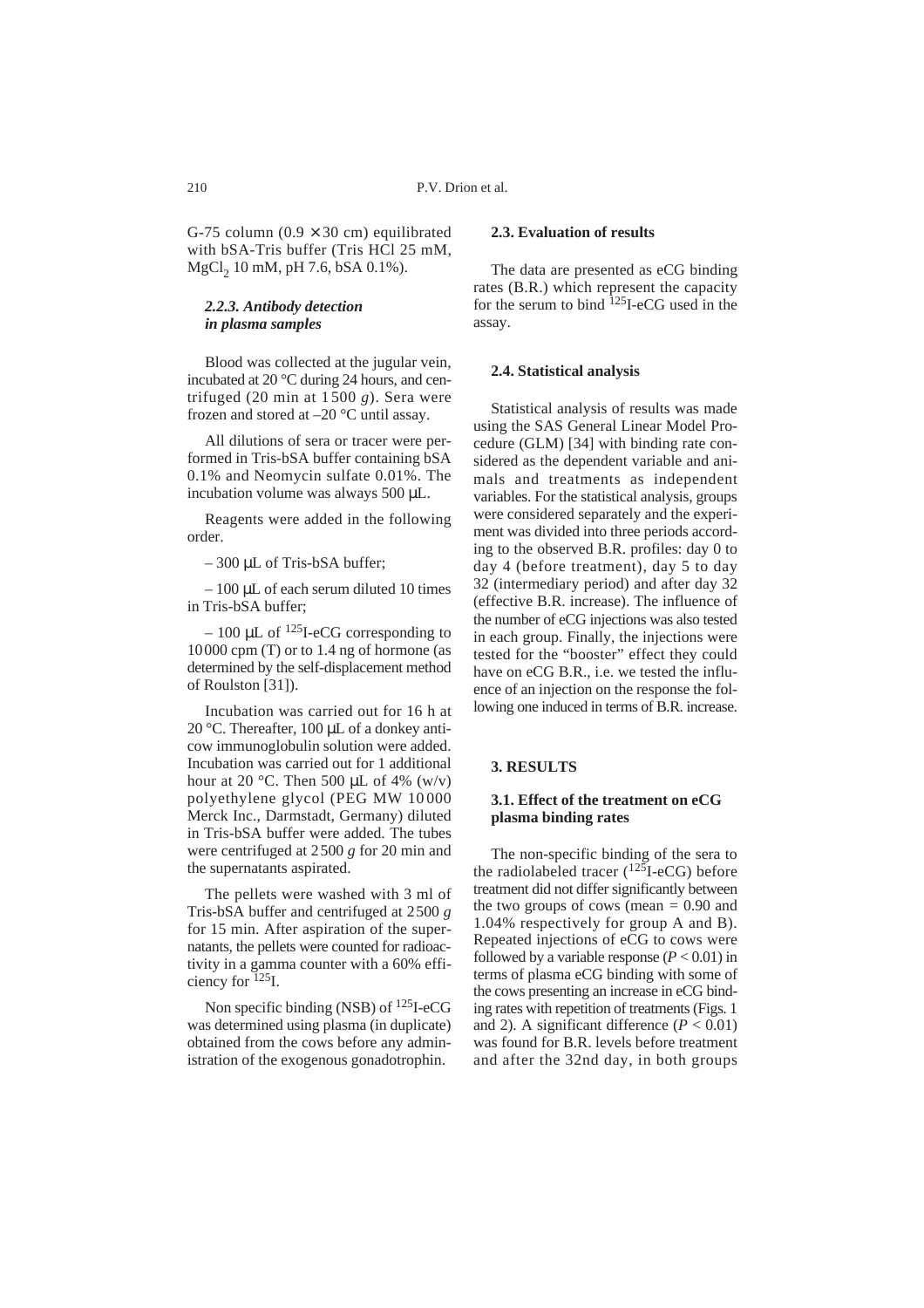G-75 column (0.9 × 30 cm) equilibrated with bSA-Tris buffer (Tris HCl 25 mM, $MgCl_2$ 10 mM, pH 7.6, bSA 0.1%).

### *2.2.3. Antibody detection in plasma samples*

Blood was collected at the jugular vein, incubated at 20 °C during 24 hours, and centrifuged (20 min at 1500 *g*). Sera were frozen and stored at –20 °C until assay.

All dilutions of sera or tracer were performed in Tris-bSA buffer containing bSA 0.1% and Neomycin sulfate 0.01%. The incubation volume was always 500 µL.

Reagents were added in the following order.

– 300 µL of Tris-bSA buffer;

– 100 µL of each serum diluted 10 times in Tris-bSA buffer;

– 100 µL of $^{125}$I-eCG corresponding to 10000 cpm (T) or to 1.4 ng of hormone (as determined by the self-displacement method of Roulston [31]).

Incubation was carried out for 16 h at 20 °C. Thereafter, 100 µL of a donkey anti-cow immunoglobulin solution were added. Incubation was carried out for 1 additional hour at 20 °C. Then 500 µL of 4% (w/v) polyethylene glycol (PEG MW 10000 Merck Inc., Darmstadt, Germany) diluted in Tris-bSA buffer were added. The tubes were centrifuged at 2500 *g* for 20 min and the supernatants aspirated.

The pellets were washed with 3 ml of Tris-bSA buffer and centrifuged at 2500 *g* for 15 min. After aspiration of the supernatants, the pellets were counted for radioactivity in a gamma counter with a 60% efficiency for $^{125}$I.

Non specific binding (NSB) of $^{125}$I-eCG was determined using plasma (in duplicate) obtained from the cows before any administration of the exogenous gonadotrophin.

### 2.3. Evaluation of results

The data are presented as eCG binding rates (B.R.) which represent the capacity for the serum to bind $^{125}$I-eCG used in the assay.

### 2.4. Statistical analysis

Statistical analysis of results was made using the SAS General Linear Model Procedure (GLM) [34] with binding rate considered as the dependent variable and animals and treatments as independent variables. For the statistical analysis, groups were considered separately and the experiment was divided into three periods according to the observed B.R. profiles: day 0 to day 4 (before treatment), day 5 to day 32 (intermediary period) and after day 32 (effective B.R. increase). The influence of the number of eCG injections was also tested in each group. Finally, the injections were tested for the "booster" effect they could have on eCG B.R., i.e. we tested the influence of an injection on the response the following one induced in terms of B.R. increase.

## 3. RESULTS

### 3.1. Effect of the treatment on eCG plasma binding rates

The non-specific binding of the sera to the radiolabeled tracer ($^{125}$I-eCG) before treatment did not differ significantly between the two groups of cows (mean = 0.90 and 1.04% respectively for group A and B). Repeated injections of eCG to cows were followed by a variable response ($P < 0.01$) in terms of plasma eCG binding with some of the cows presenting an increase in eCG binding rates with repetition of treatments (Figs. 1 and 2). A significant difference ($P < 0.01$) was found for B.R. levels before treatment and after the 32nd day, in both groups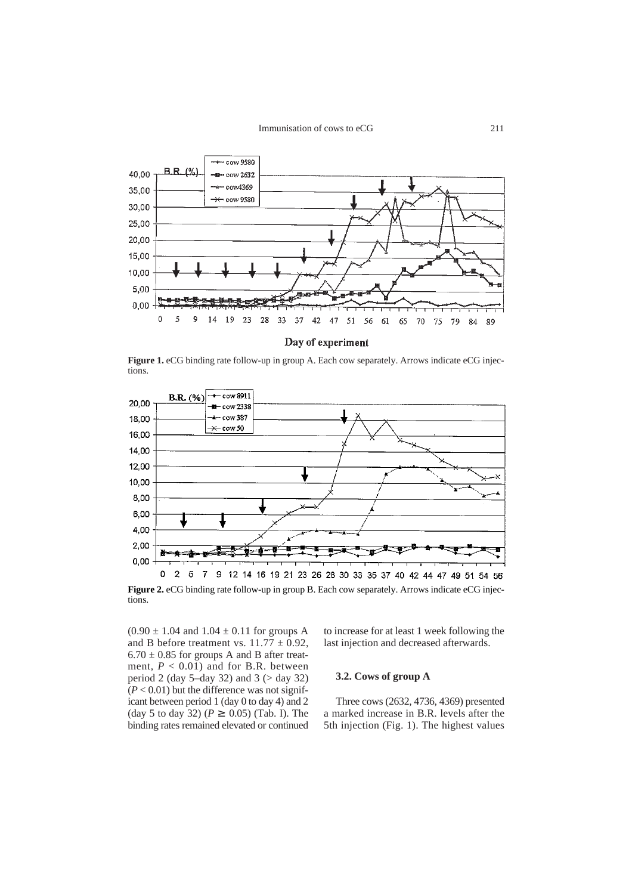**Figure 1.** eCG binding rate follow-up in group A. Each cow separately. Arrows indicate eCG injections.

**Figure 2.** eCG binding rate follow-up in group B. Each cow separately. Arrows indicate eCG injections.

($0.90 \pm 1.04$ and $1.04 \pm 0.11$ for groups A and B before treatment vs. $11.77 \pm 0.92$, $6.70 \pm 0.85$ for groups A and B after treatment, $P < 0.01$) and for B.R. between period 2 (day 5–day 32) and 3 (> day 32) ($P < 0.01$) but the difference was not significant between period 1 (day 0 to day 4) and 2 (day 5 to day 32) ($P \geq 0.05$) (Tab. I). The binding rates remained elevated or continued to increase for at least 1 week following the last injection and decreased afterwards.

### 3.2. Cows of group A

Three cows (2632, 4736, 4369) presented a marked increase in B.R. levels after the 5th injection (Fig. 1). The highest values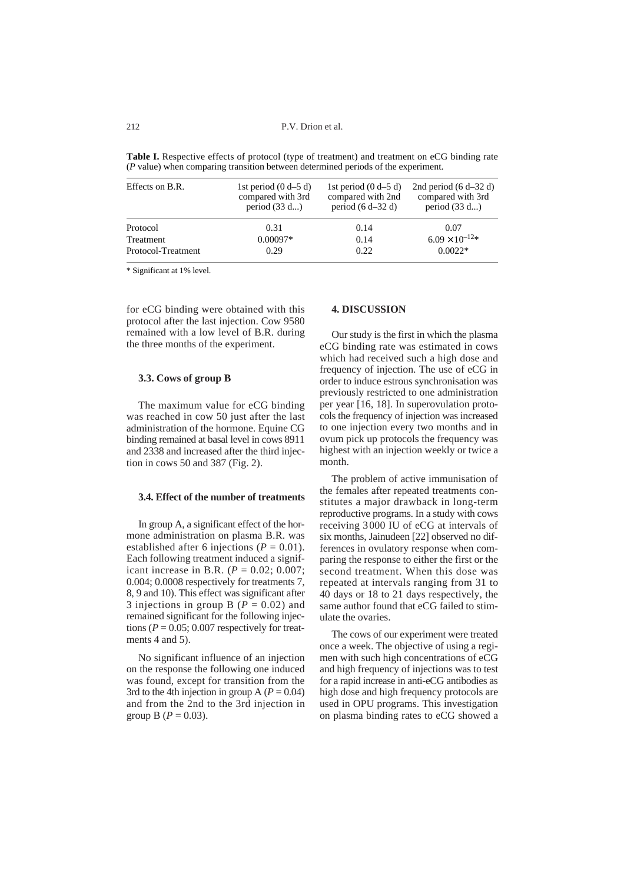**Table I.** Respective effects of protocol (type of treatment) and treatment on eCG binding rate ($P$ value) when comparing transition between determined periods of the experiment.

| Effects on B.R. | 1st period (0 d–5 d) compared with 3rd period (33 d...) | 1st period (0 d–5 d) compared with 2nd period (6 d–32 d) | 2nd period (6 d–32 d) compared with 3rd period (33 d...) |
|---|---|---|---|
| Protocol | 0.31 | 0.14 | 0.07 |
| Treatment | 0.00097* | 0.14 | $6.09 \times 10^{-12}$* |
| Protocol-Treatment | 0.29 | 0.22 | 0.0022* |

* Significant at 1% level.

for eCG binding were obtained with this protocol after the last injection. Cow 9580 remained with a low level of B.R. during the three months of the experiment.

### 3.3. Cows of group B

The maximum value for eCG binding was reached in cow 50 just after the last administration of the hormone. Equine CG binding remained at basal level in cows 8911 and 2338 and increased after the third injection in cows 50 and 387 (Fig. 2).

### 3.4. Effect of the number of treatments

In group A, a significant effect of the hormone administration on plasma B.R. was established after 6 injections ($P = 0.01$). Each following treatment induced a significant increase in B.R. ($P = 0.02$; 0.007; 0.004; 0.0008 respectively for treatments 7, 8, 9 and 10). This effect was significant after 3 injections in group B ($P = 0.02$) and remained significant for the following injections ($P = 0.05$; 0.007 respectively for treatments 4 and 5).

No significant influence of an injection on the response the following one induced was found, except for transition from the 3rd to the 4th injection in group A ($P = 0.04$) and from the 2nd to the 3rd injection in group B ($P = 0.03$).

## 4. DISCUSSION

Our study is the first in which the plasma eCG binding rate was estimated in cows which had received such a high dose and frequency of injection. The use of eCG in order to induce estrous synchronisation was previously restricted to one administration per year [16, 18]. In superovulation protocols the frequency of injection was increased to one injection every two months and in ovum pick up protocols the frequency was highest with an injection weekly or twice a month.

The problem of active immunisation of the females after repeated treatments constitutes a major drawback in long-term reproductive programs. In a study with cows receiving 3000 IU of eCG at intervals of six months, Jainudeen [22] observed no differences in ovulatory response when comparing the response to either the first or the second treatment. When this dose was repeated at intervals ranging from 31 to 40 days or 18 to 21 days respectively, the same author found that eCG failed to stimulate the ovaries.

The cows of our experiment were treated once a week. The objective of using a regimen with such high concentrations of eCG and high frequency of injections was to test for a rapid increase in anti-eCG antibodies as high dose and high frequency protocols are used in OPU programs. This investigation on plasma binding rates to eCG showed a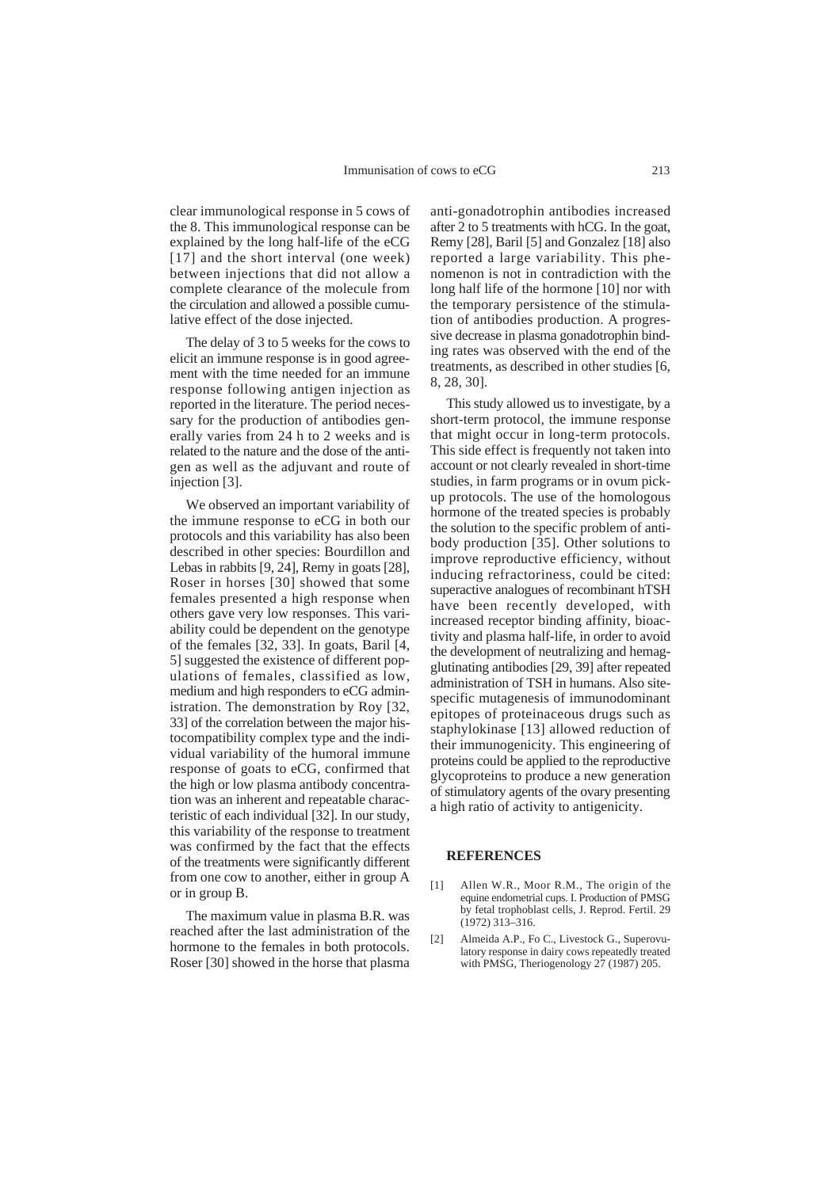clear immunological response in 5 cows of the 8. This immunological response can be explained by the long half-life of the eCG [17] and the short interval (one week) between injections that did not allow a complete clearance of the molecule from the circulation and allowed a possible cumulative effect of the dose injected.

The delay of 3 to 5 weeks for the cows to elicit an immune response is in good agreement with the time needed for an immune response following antigen injection as reported in the literature. The period necessary for the production of antibodies generally varies from 24 h to 2 weeks and is related to the nature and the dose of the antigen as well as the adjuvant and route of injection [3].

We observed an important variability of the immune response to eCG in both our protocols and this variability has also been described in other species: Bourdillon and Lebas in rabbits [9, 24], Remy in goats [28], Roser in horses [30] showed that some females presented a high response when others gave very low responses. This variability could be dependent on the genotype of the females [32, 33]. In goats, Baril [4, 5] suggested the existence of different populations of females, classified as low, medium and high responders to eCG administration. The demonstration by Roy [32, 33] of the correlation between the major histocompatibility complex type and the individual variability of the humoral immune response of goats to eCG, confirmed that the high or low plasma antibody concentration was an inherent and repeatable characteristic of each individual [32]. In our study, this variability of the response to treatment was confirmed by the fact that the effects of the treatments were significantly different from one cow to another, either in group A or in group B.

The maximum value in plasma B.R. was reached after the last administration of the hormone to the females in both protocols. Roser [30] showed in the horse that plasma anti-gonadotrophin antibodies increased after 2 to 5 treatments with hCG. In the goat, Remy [28], Baril [5] and Gonzalez [18] also reported a large variability. This phenomenon is not in contradiction with the long half life of the hormone [10] nor with the temporary persistence of the stimulation of antibodies production. A progressive decrease in plasma gonadotrophin binding rates was observed with the end of the treatments, as described in other studies [6, 8, 28, 30].

This study allowed us to investigate, by a short-term protocol, the immune response that might occur in long-term protocols. This side effect is frequently not taken into account or not clearly revealed in short-time studies, in farm programs or in ovum pick-up protocols. The use of the homologous hormone of the treated species is probably the solution to the specific problem of antibody production [35]. Other solutions to improve reproductive efficiency, without inducing refractoriness, could be cited: superactive analogues of recombinant hTSH have been recently developed, with increased receptor binding affinity, bioactivity and plasma half-life, in order to avoid the development of neutralizing and hemagglutinating antibodies [29, 39] after repeated administration of TSH in humans. Also site-specific mutagenesis of immunodominant epitopes of proteinaceous drugs such as staphylokinase [13] allowed reduction of their immunogenicity. This engineering of proteins could be applied to the reproductive glycoproteins to produce a new generation of stimulatory agents of the ovary presenting a high ratio of activity to antigenicity.

## REFERENCES

[1] Allen W.R., Moor R.M., The origin of the equine endometrial cups. I. Production of PMSG by fetal trophoblast cells, J. Reprod. Fertil. 29 (1972) 313–316.

[2] Almeida A.P., Fo C., Livestock G., Superovulatory response in dairy cows repeatedly treated with PMSG, Theriogenology 27 (1987) 205.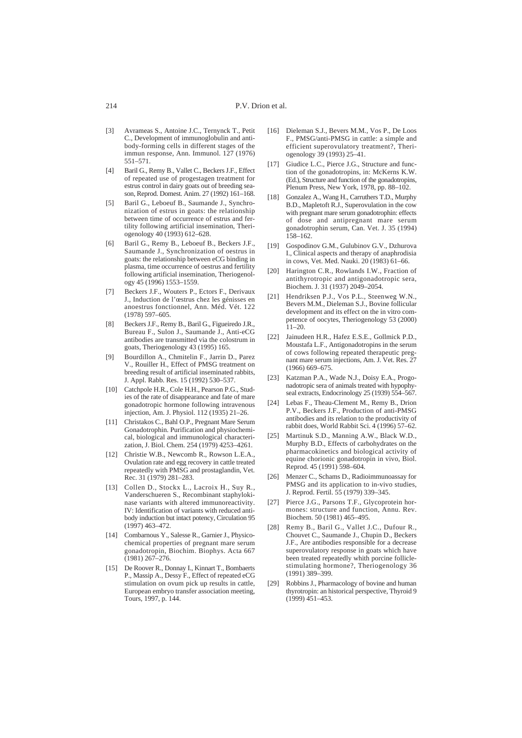[3] Avrameas S., Antoine J.C., Ternynck T., Petit C., Development of immunoglobulin and antibody-forming cells in different stages of the immun response, Ann. Immunol. 127 (1976) 551–571.

[4] Baril G., Remy B., Vallet C., Beckers J.F., Effect of repeated use of progestagen treatment for estrus control in dairy goats out of breeding season, Reprod. Domest. Anim. 27 (1992) 161–168.

[5] Baril G., Leboeuf B., Saumande J., Synchronization of estrus in goats: the relationship between time of occurrence of estrus and fertility following artificial insemination, Theriogenology 40 (1993) 612–628.

[6] Baril G., Remy B., Leboeuf B., Beckers J.F., Saumande J., Synchronization of oestrus in goats: the relationship between eCG binding in plasma, time occurrence of oestrus and fertility following artificial insemination, Theriogenology 45 (1996) 1553–1559.

[7] Beckers J.F., Wouters P., Ectors F., Derivaux J., Induction de l'œstrus chez les génisses en anoestrus fonctionnel, Ann. Méd. Vét. 122 (1978) 597–605.

[8] Beckers J.F., Remy B., Baril G., Figueiredo J.R., Bureau F., Sulon J., Saumande J., Anti-eCG antibodies are transmitted via the colostrum in goats, Theriogenology 43 (1995) 165.

[9] Bourdillon A., Chmitelin F., Jarrin D., Parez V., Rouiller H., Effect of PMSG treatment on breeding result of artificial inseminated rabbits, J. Appl. Rabb. Res. 15 (1992) 530–537.

[10] Catchpole H.R., Cole H.H., Pearson P.G., Studies of the rate of disappearance and fate of mare gonadotropic hormone following intravenous injection, Am. J. Physiol. 112 (1935) 21–26.

[11] Christakos C., Bahl O.P., Pregnant Mare Serum Gonadotrophin. Purification and physiochemical, biological and immunological characterization, J. Biol. Chem. 254 (1979) 4253–4261.

[12] Christie W.B., Newcomb R., Rowson L.E.A., Ovulation rate and egg recovery in cattle treated repeatedly with PMSG and prostaglandin, Vet. Rec. 31 (1979) 281–283.

[13] Collen D., Stockx L., Lacroix H., Suy R., Vanderschueren S., Recombinant staphylokinase variants with altered immunoreactivity. IV: Identification of variants with reduced antibody induction but intact potency, Circulation 95 (1997) 463–472.

[14] Combarnous Y., Salesse R., Garnier J., Physicochemical properties of pregnant mare serum gonadotropin, Biochim. Biophys. Acta 667 (1981) 267–276.

[15] De Roover R., Donnay I., Kinnart T., Bombaerts P., Massip A., Dessy F., Effect of repeated eCG stimulation on ovum pick up results in cattle, European embryo transfer association meeting, Tours, 1997, p. 144.

[16] Dieleman S.J., Bevers M.M., Vos P., De Loos F., PMSG/anti-PMSG in cattle: a simple and efficient superovulatory treatment?, Theriogenology 39 (1993) 25–41.

[17] Giudice L.C., Pierce J.G., Structure and function of the gonadotropins, in: McKerns K.W. (Ed.), Structure and function of the gonadotropins, Plenum Press, New York, 1978, pp. 88–102.

[18] Gonzalez A., Wang H., Carruthers T.D., Murphy B.D., Mapletoft R.J., Superovulation in the cow with pregnant mare serum gonadotrophin: effects of dose and antipregnant mare serum gonadotrophin serum, Can. Vet. J. 35 (1994) 158–162.

[19] Gospodinov G.M., Gulubinov G.V., Dzhurova I., Clinical aspects and therapy of anaphrodisia in cows, Vet. Med. Nauki. 20 (1983) 61–66.

[20] Harington C.R., Rowlands I.W., Fraction of antithyrotropic and antigonadotropic sera, Biochem. J. 31 (1937) 2049–2054.

[21] Hendriksen P.J., Vos P.L., Steenweg W.N., Bevers M.M., Dieleman S.J., Bovine follicular development and its effect on the in vitro competence of oocytes, Theriogenology 53 (2000) 11–20.

[22] Jainudeen H.R., Hafez E.S.E., Gollmick P.D., Moustafa L.F., Antigonadotropins in the serum of cows following repeated therapeutic pregnant mare serum injections, Am. J. Vet. Res. 27 (1966) 669–675.

[23] Katzman P.A., Wade N.J., Doisy E.A., Progonadotropic sera of animals treated with hypophyseal extracts, Endocrinology 25 (1939) 554–567.

[24] Lebas F., Theau-Clement M., Remy B., Drion P.V., Beckers J.F., Production of anti-PMSG antibodies and its relation to the productivity of rabbit does, World Rabbit Sci. 4 (1996) 57–62.

[25] Martinuk S.D., Manning A.W., Black W.D., Murphy B.D., Effects of carbohydrates on the pharmacokinetics and biological activity of equine chorionic gonadotropin in vivo, Biol. Reprod. 45 (1991) 598–604.

[26] Menzer C., Schams D., Radioimmunoassay for PMSG and its application to in-vivo studies, J. Reprod. Fertil. 55 (1979) 339–345.

[27] Pierce J.G., Parsons T.F., Glycoprotein hormones: structure and function, Annu. Rev. Biochem. 50 (1981) 465–495.

[28] Remy B., Baril G., Vallet J.C., Dufour R., Chouvet C., Saumande J., Chupin D., Beckers J.F., Are antibodies responsible for a decrease superovulatory response in goats which have been treated repeatedly whith porcine follicle-stimulating hormone?, Theriogenology 36 (1991) 389–399.

[29] Robbins J., Pharmacology of bovine and human thyrotropin: an historical perspective, Thyroid 9 (1999) 451–453.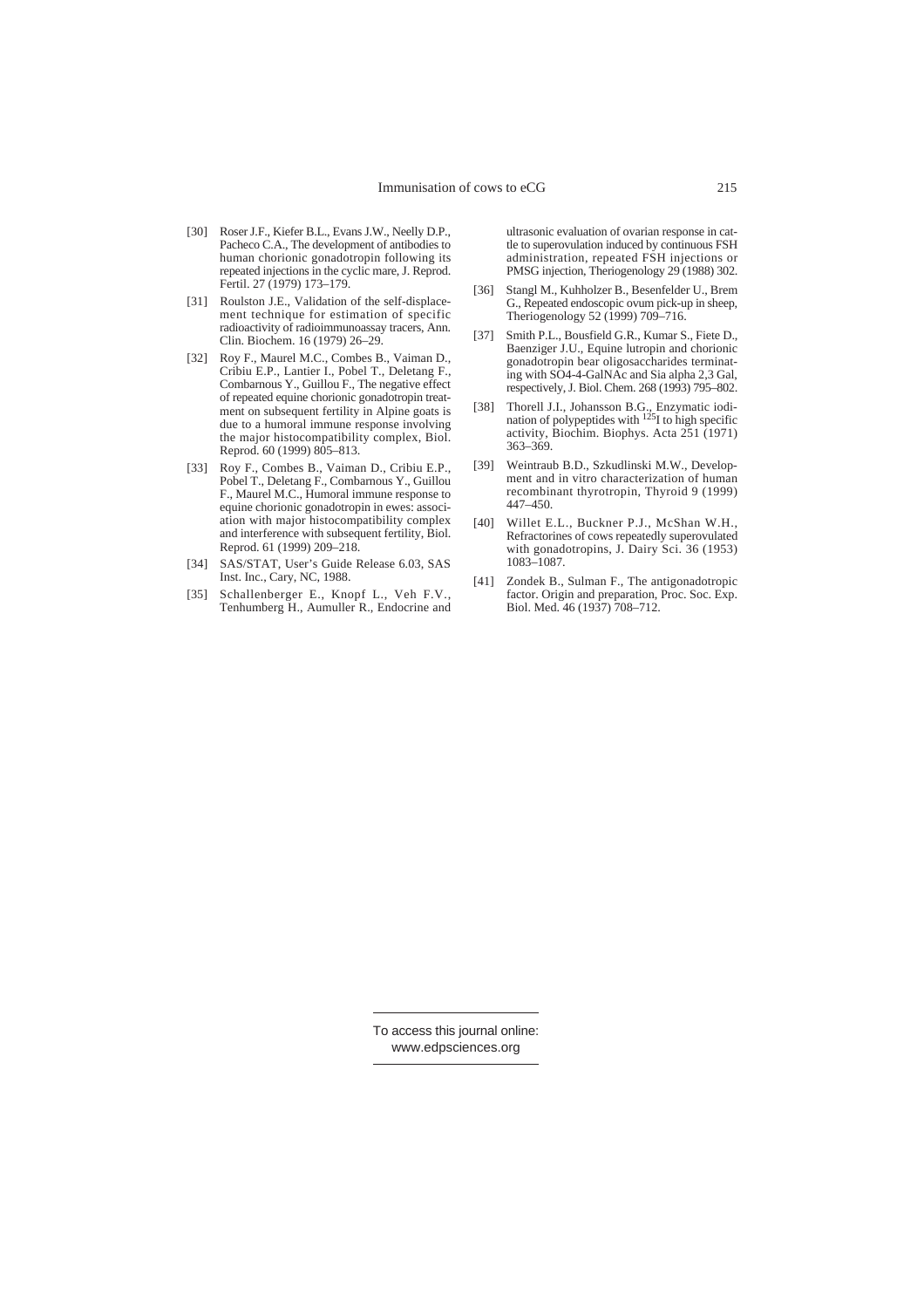[30] Roser J.F., Kiefer B.L., Evans J.W., Neelly D.P., Pacheco C.A., The development of antibodies to human chorionic gonadotropin following its repeated injections in the cyclic mare, J. Reprod. Fertil. 27 (1979) 173–179.

[31] Roulston J.E., Validation of the self-displacement technique for estimation of specific radioactivity of radioimmunoassay tracers, Ann. Clin. Biochem. 16 (1979) 26–29.

[32] Roy F., Maurel M.C., Combes B., Vaiman D., Cribiu E.P., Lantier I., Pobel T., Deletang F., Combarnous Y., Guillou F., The negative effect of repeated equine chorionic gonadotropin treatment on subsequent fertility in Alpine goats is due to a humoral immune response involving the major histocompatibility complex, Biol. Reprod. 60 (1999) 805–813.

[33] Roy F., Combes B., Vaiman D., Cribiu E.P., Pobel T., Deletang F., Combarnous Y., Guillou F., Maurel M.C., Humoral immune response to equine chorionic gonadotropin in ewes: association with major histocompatibility complex and interference with subsequent fertility, Biol. Reprod. 61 (1999) 209–218.

[34] SAS/STAT, User's Guide Release 6.03, SAS Inst. Inc., Cary, NC, 1988.

[35] Schallenberger E., Knopf L., Veh F.V., Tenhumberg H., Aumuller R., Endocrine and ultrasonic evaluation of ovarian response in cattle to superovulation induced by continuous FSH administration, repeated FSH injections or PMSG injection, Theriogenology 29 (1988) 302.

[36] Stangl M., Kuhholzer B., Besenfelder U., Brem G., Repeated endoscopic ovum pick-up in sheep, Theriogenology 52 (1999) 709–716.

[37] Smith P.L., Bousfield G.R., Kumar S., Fiete D., Baenziger J.U., Equine lutropin and chorionic gonadotropin bear oligosaccharides terminating with SO4-4-GalNAc and Sia alpha 2,3 Gal, respectively, J. Biol. Chem. 268 (1993) 795–802.

[38] Thorell J.I., Johansson B.G., Enzymatic iodination of polypeptides with $^{125}$I to high specific activity, Biochim. Biophys. Acta 251 (1971) 363–369.

[39] Weintraub B.D., Szkudlinski M.W., Development and in vitro characterization of human recombinant thyrotropin, Thyroid 9 (1999) 447–450.

[40] Willet E.L., Buckner P.J., McShan W.H., Refractorines of cows repeatedly superovulated with gonadotropins, J. Dairy Sci. 36 (1953) 1083–1087.

[41] Zondek B., Sulman F., The antigonadotropic factor. Origin and preparation, Proc. Soc. Exp. Biol. Med. 46 (1937) 708–712.

To access this journal online:
www.edpsciences.org